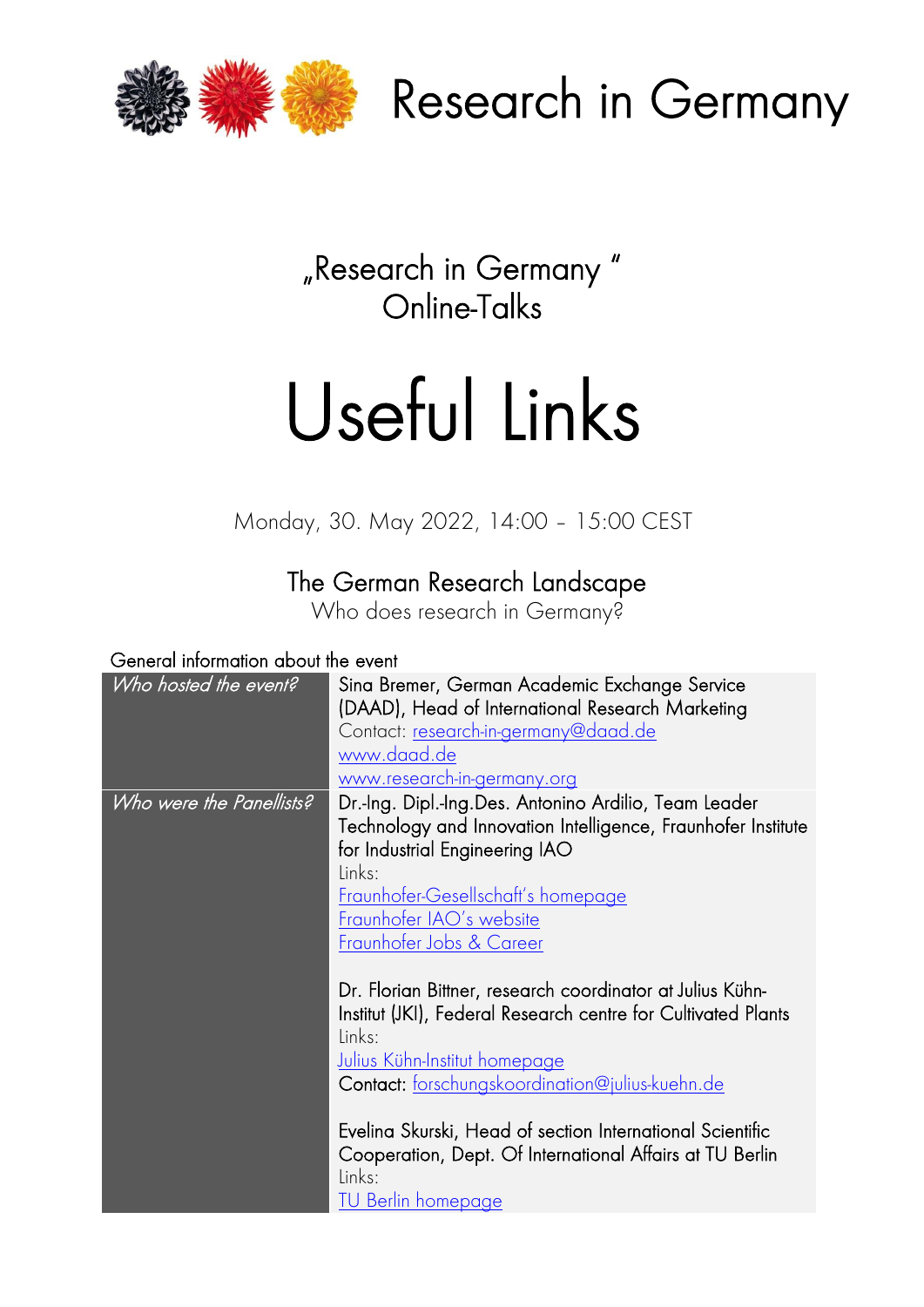# Research in Germany

„Research in Germany "
Online-Talks

# Useful Links

Monday, 30. May 2022, 14:00 – 15:00 CEST

## The German Research Landscape

Who does research in Germany?

General information about the event

| | |
|---|---|
| *Who hosted the event?* | Sina Bremer, German Academic Exchange Service (DAAD), Head of International Research Marketing<br>Contact: research-in-germany@daad.de<br>www.daad.de<br>www.research-in-germany.org |
| *Who were the Panellists?* | Dr.-Ing. Dipl.-Ing.Des. Antonino Ardilio, Team Leader Technology and Innovation Intelligence, Fraunhofer Institute for Industrial Engineering IAO<br>Links:<br>Fraunhofer-Gesellschaft's homepage<br>Fraunhofer IAO's website<br>Fraunhofer Jobs & Career<br><br>Dr. Florian Bittner, research coordinator at Julius Kühn-Institut (JKI), Federal Research centre for Cultivated Plants<br>Links:<br>Julius Kühn-Institut homepage<br>Contact: forschungskoordination@julius-kuehn.de<br><br>Evelina Skurski, Head of section International Scientific Cooperation, Dept. Of International Affairs at TU Berlin<br>Links:<br>TU Berlin homepage |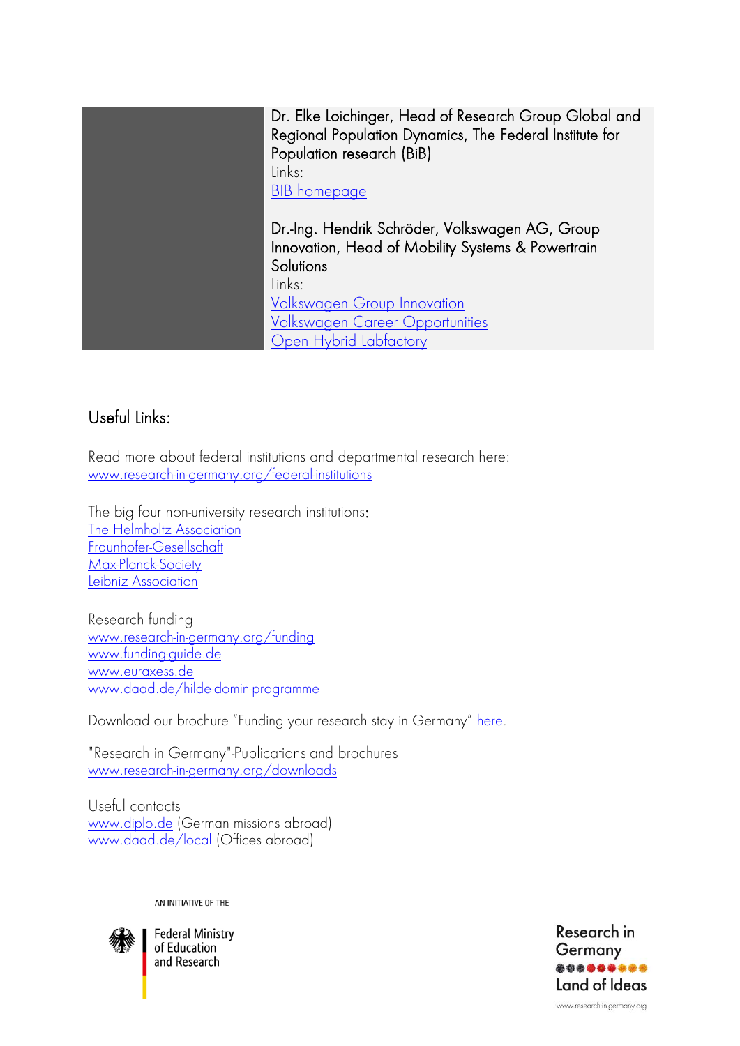Dr. Elke Loichinger, Head of Research Group Global and Regional Population Dynamics, The Federal Institute for Population research (BiB)
Links:
BIB homepage

Dr.-Ing. Hendrik Schröder, Volkswagen AG, Group Innovation, Head of Mobility Systems & Powertrain Solutions
Links:
Volkswagen Group Innovation
Volkswagen Career Opportunities
Open Hybrid Labfactory

## Useful Links:

Read more about federal institutions and departmental research here:
www.research-in-germany.org/federal-institutions

The big four non-university research institutions:
The Helmholtz Association
Fraunhofer-Gesellschaft
Max-Planck-Society
Leibniz Association

Research funding
www.research-in-germany.org/funding
www.funding-guide.de
www.euraxess.de
www.daad.de/hilde-domin-programme

Download our brochure "Funding your research stay in Germany" here.

"Research in Germany"-Publications and brochures
www.research-in-germany.org/downloads

Useful contacts
www.diplo.de (German missions abroad)
www.daad.de/local (Offices abroad)

AN INITIATIVE OF THE

Federal Ministry of Education and Research

Research in Germany
Land of Ideas
www.research-in-germany.org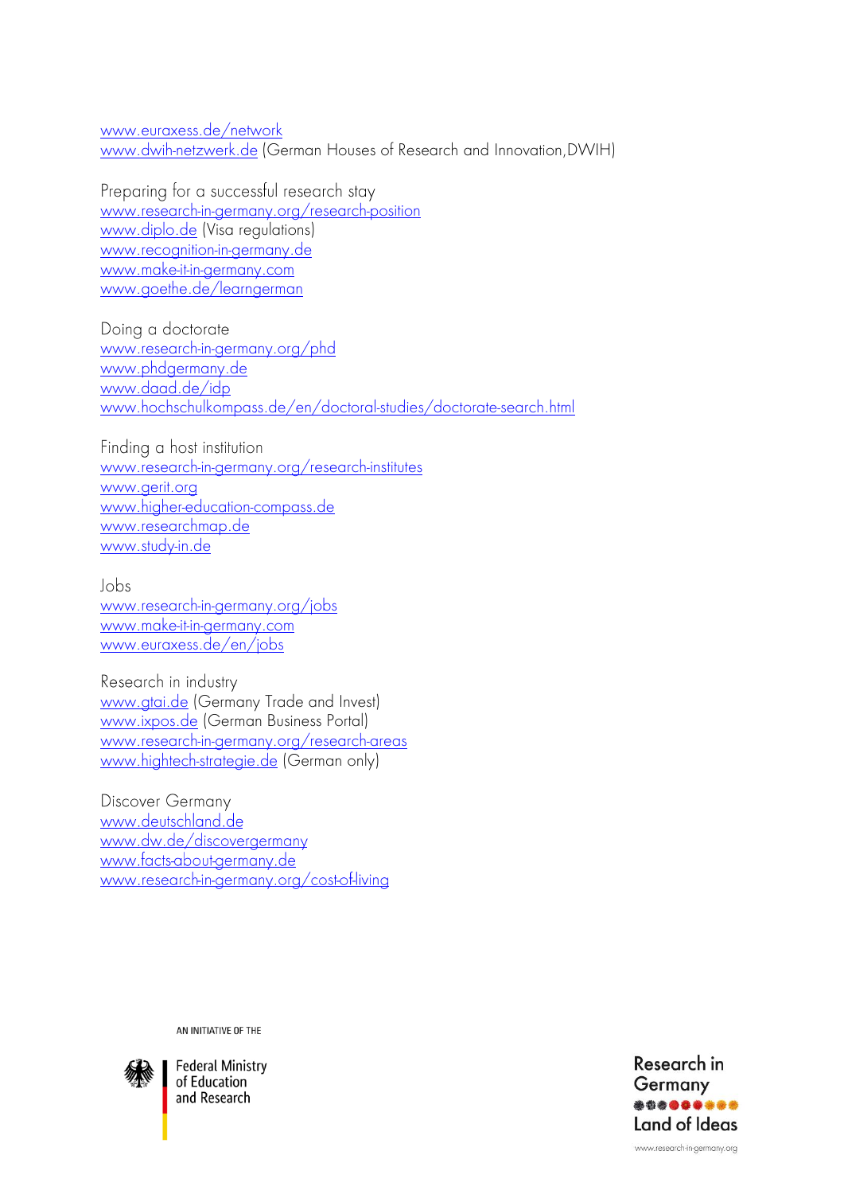www.euraxess.de/network
www.dwih-netzwerk.de (German Houses of Research and Innovation, DWIH)

Preparing for a successful research stay
www.research-in-germany.org/research-position
www.diplo.de (Visa regulations)
www.recognition-in-germany.de
www.make-it-in-germany.com
www.goethe.de/learngerman

Doing a doctorate
www.research-in-germany.org/phd
www.phdgermany.de
www.daad.de/idp
www.hochschulkompass.de/en/doctoral-studies/doctorate-search.html

Finding a host institution
www.research-in-germany.org/research-institutes
www.gerit.org
www.higher-education-compass.de
www.researchmap.de
www.study-in.de

Jobs
www.research-in-germany.org/jobs
www.make-it-in-germany.com
www.euraxess.de/en/jobs

Research in industry
www.gtai.de (Germany Trade and Invest)
www.ixpos.de (German Business Portal)
www.research-in-germany.org/research-areas
www.hightech-strategie.de (German only)

Discover Germany
www.deutschland.de
www.dw.de/discovergermany
www.facts-about-germany.de
www.research-in-germany.org/cost-of-living

AN INITIATIVE OF THE

Federal Ministry of Education and Research

Research in Germany
Land of Ideas
www.research-in-germany.org